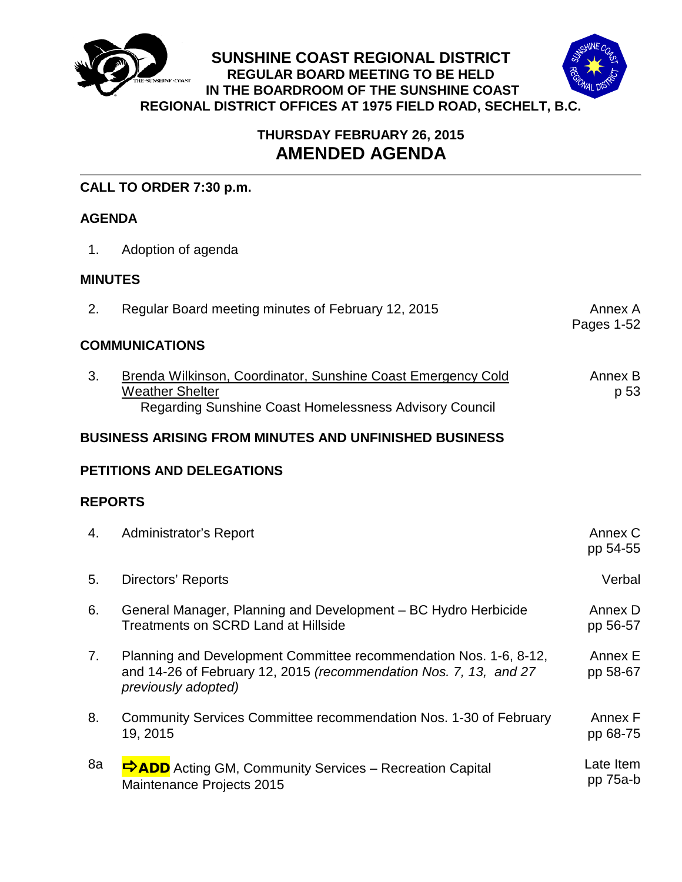# SUNSHINE COAST REGIONAL DISTRICT

**REGULAR BOARD MEETING TO BE HELD IN THE BOARDROOM OF THE SUNSHINE COAST REGIONAL DISTRICT OFFICES AT 1975 FIELD ROAD, SECHELT, B.C.**

**THURSDAY FEBRUARY 26, 2015**

## AMENDED AGENDA

**CALL TO ORDER 7:30 p.m.**

**AGENDA**

| | | |
|---|---|---|
| 1. | Adoption of agenda | |

**MINUTES**

| | | |
|---|---|---|
| 2. | Regular Board meeting minutes of February 12, 2015 | Annex A Pages 1-52 |

**COMMUNICATIONS**

| | | |
|---|---|---|
| 3. | Brenda Wilkinson, Coordinator, Sunshine Coast Emergency Cold Weather Shelter<br>Regarding Sunshine Coast Homelessness Advisory Council | Annex B p 53 |

**BUSINESS ARISING FROM MINUTES AND UNFINISHED BUSINESS**

**PETITIONS AND DELEGATIONS**

**REPORTS**

| | | |
|---|---|---|
| 4. | Administrator's Report | Annex C pp 54-55 |
| 5. | Directors' Reports | Verbal |
| 6. | General Manager, Planning and Development – BC Hydro Herbicide Treatments on SCRD Land at Hillside | Annex D pp 56-57 |
| 7. | Planning and Development Committee recommendation Nos. 1-6, 8-12, and 14-26 of February 12, 2015 *(recommendation Nos. 7, 13, and 27 previously adopted)* | Annex E pp 58-67 |
| 8. | Community Services Committee recommendation Nos. 1-30 of February 19, 2015 | Annex F pp 68-75 |
| 8a | **⇨ADD** Acting GM, Community Services – Recreation Capital Maintenance Projects 2015 | Late Item pp 75a-b |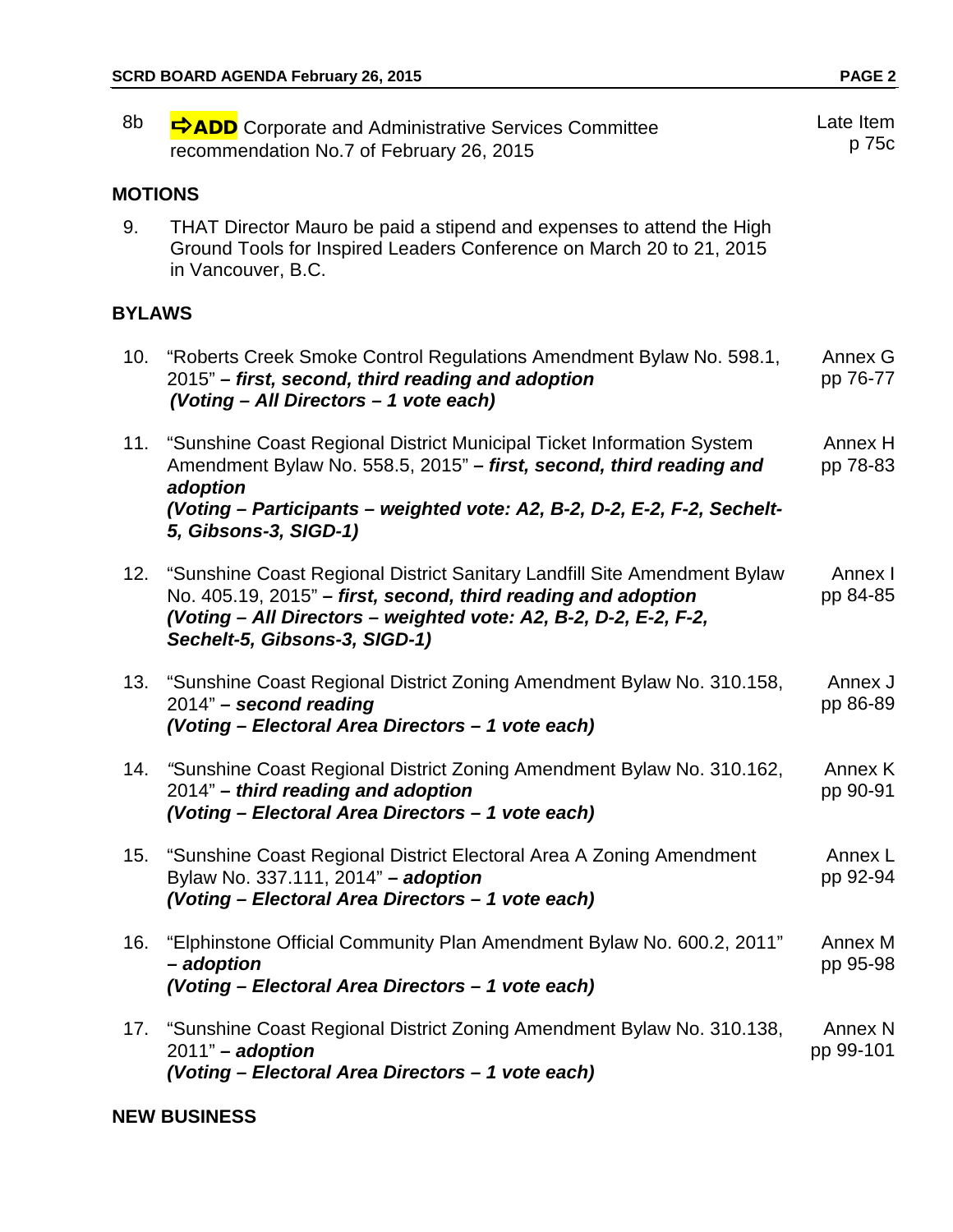8b **⇨ADD** Corporate and Administrative Services Committee recommendation No.7 of February 26, 2015 — Late Item p 75c

## MOTIONS

9. THAT Director Mauro be paid a stipend and expenses to attend the High Ground Tools for Inspired Leaders Conference on March 20 to 21, 2015 in Vancouver, B.C.

## BYLAWS

10. "Roberts Creek Smoke Control Regulations Amendment Bylaw No. 598.1, 2015" – ***first, second, third reading and adoption***
***(Voting – All Directors – 1 vote each)*** — Annex G pp 76-77

11. "Sunshine Coast Regional District Municipal Ticket Information System Amendment Bylaw No. 558.5, 2015" – ***first, second, third reading and adoption***
***(Voting – Participants – weighted vote: A2, B-2, D-2, E-2, F-2, Sechelt-5, Gibsons-3, SIGD-1)*** — Annex H pp 78-83

12. "Sunshine Coast Regional District Sanitary Landfill Site Amendment Bylaw No. 405.19, 2015" – ***first, second, third reading and adoption***
***(Voting – All Directors – weighted vote: A2, B-2, D-2, E-2, F-2, Sechelt-5, Gibsons-3, SIGD-1)*** — Annex I pp 84-85

13. "Sunshine Coast Regional District Zoning Amendment Bylaw No. 310.158, 2014" – ***second reading***
***(Voting – Electoral Area Directors – 1 vote each)*** — Annex J pp 86-89

14. "Sunshine Coast Regional District Zoning Amendment Bylaw No. 310.162, 2014" – ***third reading and adoption***
***(Voting – Electoral Area Directors – 1 vote each)*** — Annex K pp 90-91

15. "Sunshine Coast Regional District Electoral Area A Zoning Amendment Bylaw No. 337.111, 2014" – ***adoption***
***(Voting – Electoral Area Directors – 1 vote each)*** — Annex L pp 92-94

16. "Elphinstone Official Community Plan Amendment Bylaw No. 600.2, 2011" – ***adoption***
***(Voting – Electoral Area Directors – 1 vote each)*** — Annex M pp 95-98

17. "Sunshine Coast Regional District Zoning Amendment Bylaw No. 310.138, 2011" – ***adoption***
***(Voting – Electoral Area Directors – 1 vote each)*** — Annex N pp 99-101

## NEW BUSINESS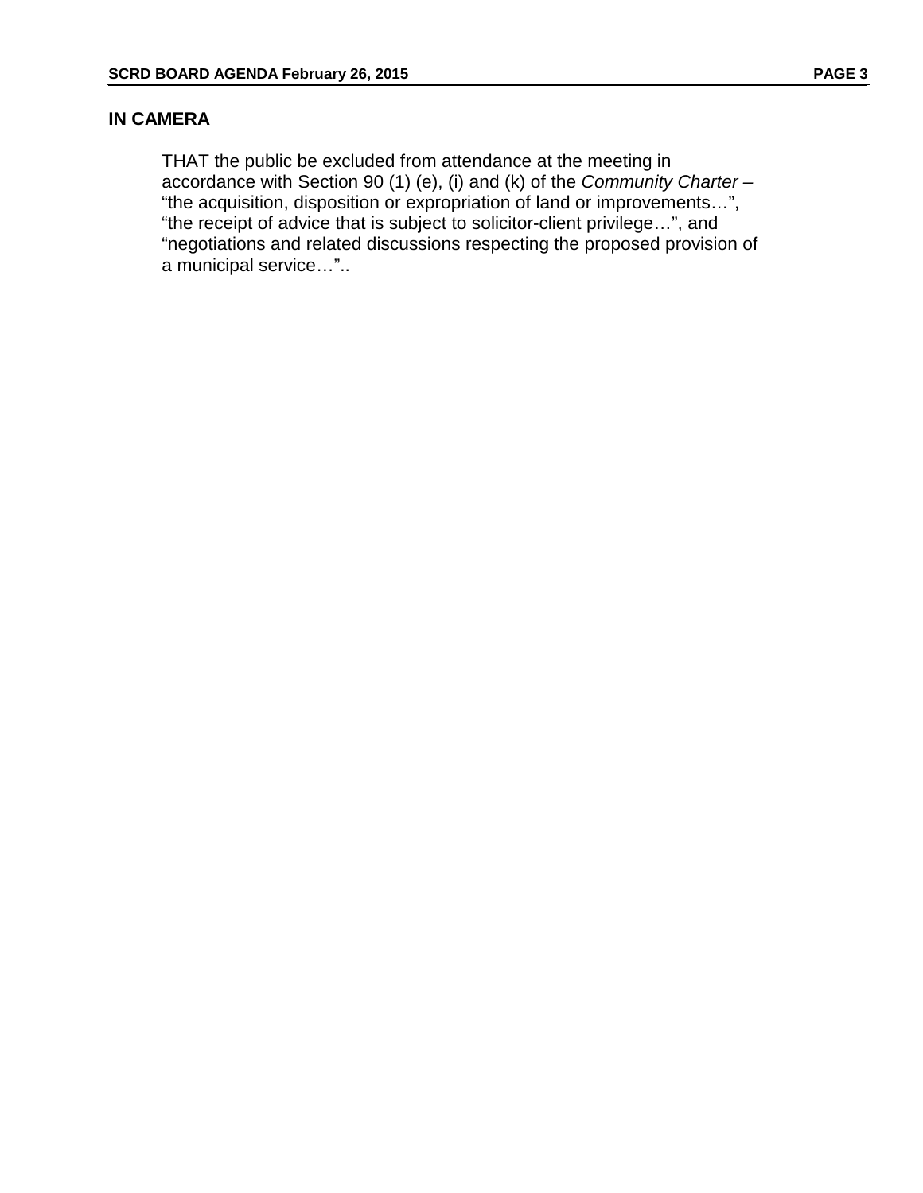## IN CAMERA

THAT the public be excluded from attendance at the meeting in accordance with Section 90 (1) (e), (i) and (k) of the *Community Charter* – "the acquisition, disposition or expropriation of land or improvements…", "the receipt of advice that is subject to solicitor-client privilege…", and "negotiations and related discussions respecting the proposed provision of a municipal service…"..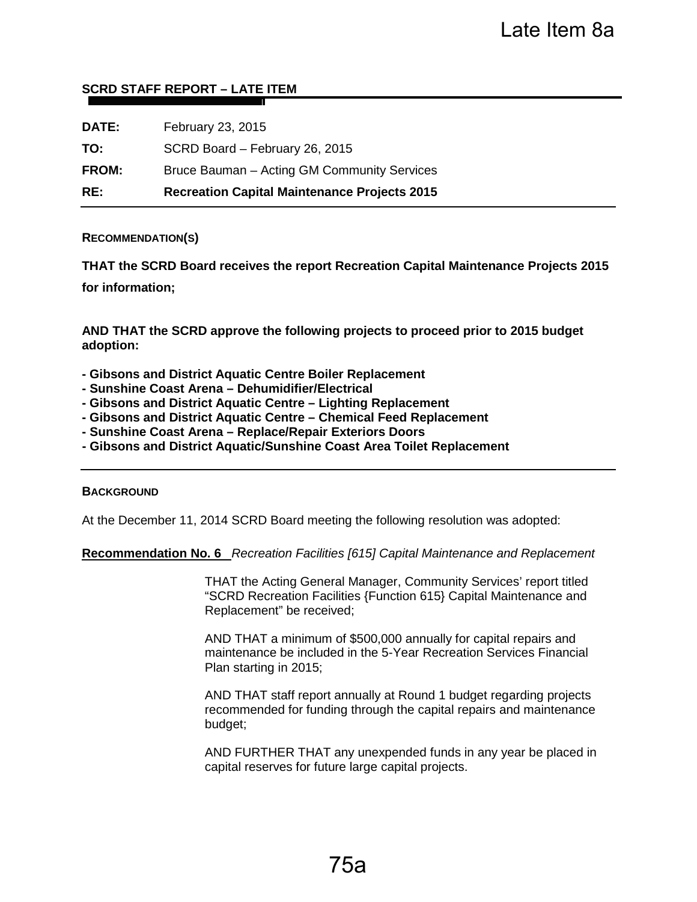Late Item 8a

**SCRD STAFF REPORT – LATE ITEM**

| | |
|---|---|
| **DATE:** | February 23, 2015 |
| **TO:** | SCRD Board – February 26, 2015 |
| **FROM:** | Bruce Bauman – Acting GM Community Services |
| **RE:** | **Recreation Capital Maintenance Projects 2015** |

## RECOMMENDATION(S)

**THAT the SCRD Board receives the report Recreation Capital Maintenance Projects 2015 for information;**

**AND THAT the SCRD approve the following projects to proceed prior to 2015 budget adoption:**

- **Gibsons and District Aquatic Centre Boiler Replacement**
- **Sunshine Coast Arena – Dehumidifier/Electrical**
- **Gibsons and District Aquatic Centre – Lighting Replacement**
- **Gibsons and District Aquatic Centre – Chemical Feed Replacement**
- **Sunshine Coast Arena – Replace/Repair Exteriors Doors**
- **Gibsons and District Aquatic/Sunshine Coast Area Toilet Replacement**

## BACKGROUND

At the December 11, 2014 SCRD Board meeting the following resolution was adopted:

**Recommendation No. 6** *Recreation Facilities [615] Capital Maintenance and Replacement*

> THAT the Acting General Manager, Community Services' report titled "SCRD Recreation Facilities {Function 615} Capital Maintenance and Replacement" be received;
>
> AND THAT a minimum of $500,000 annually for capital repairs and maintenance be included in the 5-Year Recreation Services Financial Plan starting in 2015;
>
> AND THAT staff report annually at Round 1 budget regarding projects recommended for funding through the capital repairs and maintenance budget;
>
> AND FURTHER THAT any unexpended funds in any year be placed in capital reserves for future large capital projects.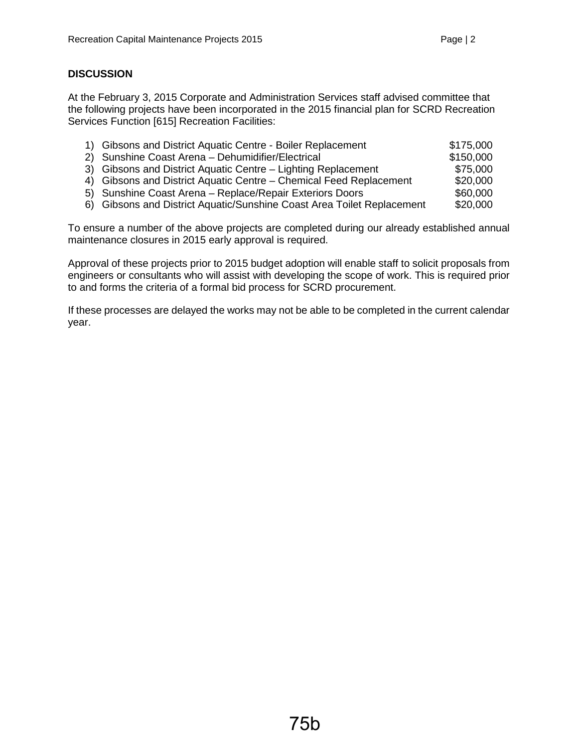**DISCUSSION**

At the February 3, 2015 Corporate and Administration Services staff advised committee that the following projects have been incorporated in the 2015 financial plan for SCRD Recreation Services Function [615] Recreation Facilities:

| | Project | Amount |
|---|---|---|
| 1) | Gibsons and District Aquatic Centre - Boiler Replacement | $175,000 |
| 2) | Sunshine Coast Arena – Dehumidifier/Electrical | $150,000 |
| 3) | Gibsons and District Aquatic Centre – Lighting Replacement | $75,000 |
| 4) | Gibsons and District Aquatic Centre – Chemical Feed Replacement | $20,000 |
| 5) | Sunshine Coast Arena – Replace/Repair Exteriors Doors | $60,000 |
| 6) | Gibsons and District Aquatic/Sunshine Coast Area Toilet Replacement | $20,000 |

To ensure a number of the above projects are completed during our already established annual maintenance closures in 2015 early approval is required.

Approval of these projects prior to 2015 budget adoption will enable staff to solicit proposals from engineers or consultants who will assist with developing the scope of work. This is required prior to and forms the criteria of a formal bid process for SCRD procurement.

If these processes are delayed the works may not be able to be completed in the current calendar year.

75b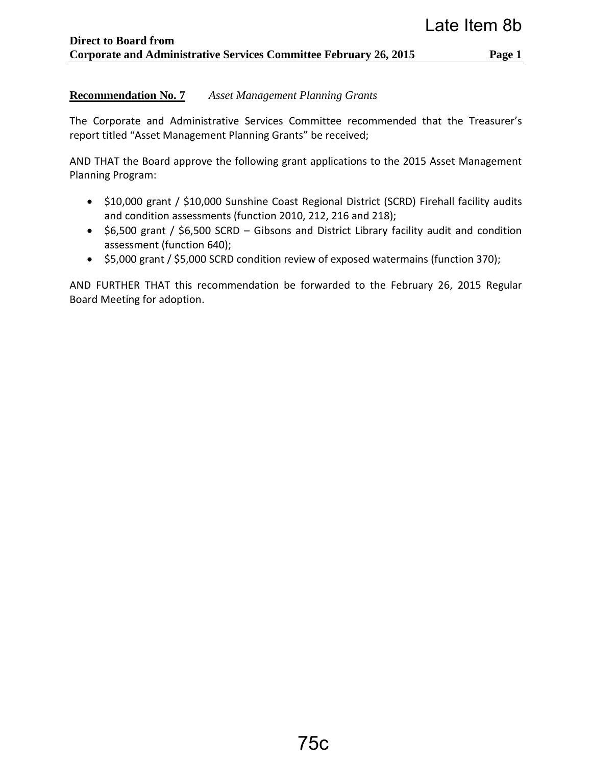Late Item 8b

**Direct to Board from**
**Corporate and Administrative Services Committee February 26, 2015**

**Recommendation No. 7** *Asset Management Planning Grants*

The Corporate and Administrative Services Committee recommended that the Treasurer's report titled "Asset Management Planning Grants" be received;

AND THAT the Board approve the following grant applications to the 2015 Asset Management Planning Program:

- $10,000 grant / $10,000 Sunshine Coast Regional District (SCRD) Firehall facility audits and condition assessments (function 2010, 212, 216 and 218);
- $6,500 grant / $6,500 SCRD – Gibsons and District Library facility audit and condition assessment (function 640);
- $5,000 grant / $5,000 SCRD condition review of exposed watermains (function 370);

AND FURTHER THAT this recommendation be forwarded to the February 26, 2015 Regular Board Meeting for adoption.